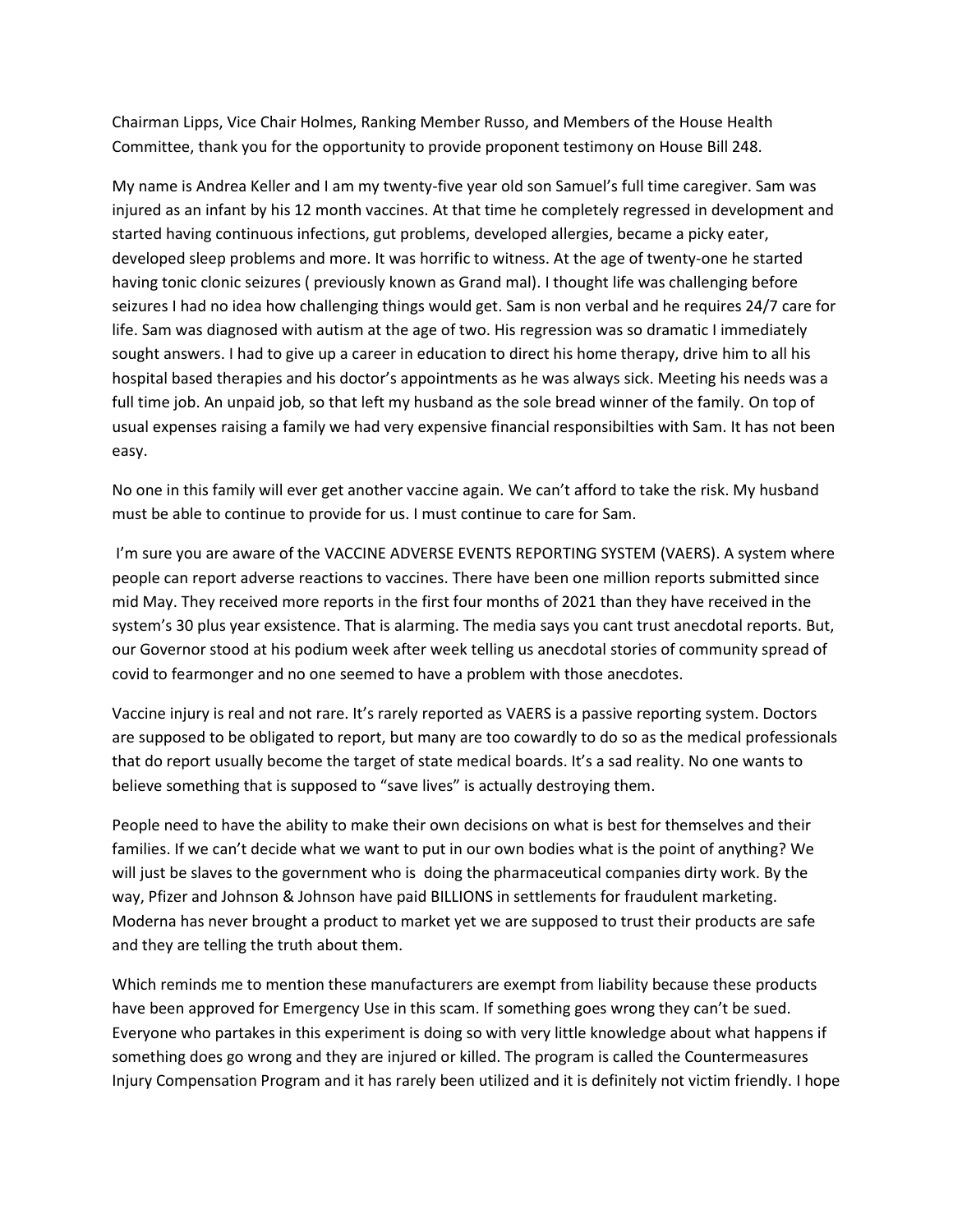Chairman Lipps, Vice Chair Holmes, Ranking Member Russo, and Members of the House Health Committee, thank you for the opportunity to provide proponent testimony on House Bill 248.

My name is Andrea Keller and I am my twenty-five year old son Samuel's full time caregiver. Sam was injured as an infant by his 12 month vaccines. At that time he completely regressed in development and started having continuous infections, gut problems, developed allergies, became a picky eater, developed sleep problems and more. It was horrific to witness. At the age of twenty-one he started having tonic clonic seizures ( previously known as Grand mal). I thought life was challenging before seizures I had no idea how challenging things would get. Sam is non verbal and he requires 24/7 care for life. Sam was diagnosed with autism at the age of two. His regression was so dramatic I immediately sought answers. I had to give up a career in education to direct his home therapy, drive him to all his hospital based therapies and his doctor's appointments as he was always sick. Meeting his needs was a full time job. An unpaid job, so that left my husband as the sole bread winner of the family. On top of usual expenses raising a family we had very expensive financial responsibilties with Sam. It has not been easy.

No one in this family will ever get another vaccine again. We can't afford to take the risk. My husband must be able to continue to provide for us. I must continue to care for Sam.

I'm sure you are aware of the VACCINE ADVERSE EVENTS REPORTING SYSTEM (VAERS). A system where people can report adverse reactions to vaccines. There have been one million reports submitted since mid May. They received more reports in the first four months of 2021 than they have received in the system's 30 plus year exsistence. That is alarming. The media says you cant trust anecdotal reports. But, our Governor stood at his podium week after week telling us anecdotal stories of community spread of covid to fearmonger and no one seemed to have a problem with those anecdotes.

Vaccine injury is real and not rare. It's rarely reported as VAERS is a passive reporting system. Doctors are supposed to be obligated to report, but many are too cowardly to do so as the medical professionals that do report usually become the target of state medical boards. It's a sad reality. No one wants to believe something that is supposed to "save lives" is actually destroying them.

People need to have the ability to make their own decisions on what is best for themselves and their families. If we can't decide what we want to put in our own bodies what is the point of anything? We will just be slaves to the government who is doing the pharmaceutical companies dirty work. By the way, Pfizer and Johnson & Johnson have paid BILLIONS in settlements for fraudulent marketing. Moderna has never brought a product to market yet we are supposed to trust their products are safe and they are telling the truth about them.

Which reminds me to mention these manufacturers are exempt from liability because these products have been approved for Emergency Use in this scam. If something goes wrong they can't be sued. Everyone who partakes in this experiment is doing so with very little knowledge about what happens if something does go wrong and they are injured or killed. The program is called the Countermeasures Injury Compensation Program and it has rarely been utilized and it is definitely not victim friendly. I hope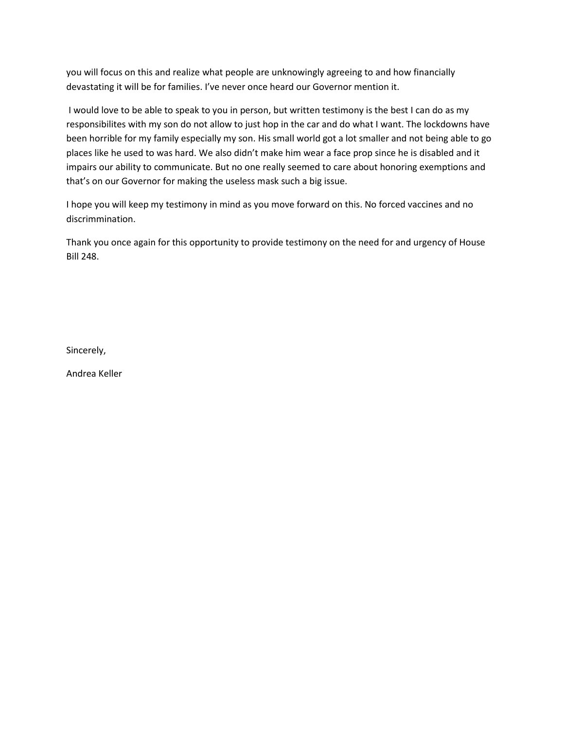you will focus on this and realize what people are unknowingly agreeing to and how financially devastating it will be for families. I've never once heard our Governor mention it.

I would love to be able to speak to you in person, but written testimony is the best I can do as my responsibilites with my son do not allow to just hop in the car and do what I want. The lockdowns have been horrible for my family especially my son. His small world got a lot smaller and not being able to go places like he used to was hard. We also didn't make him wear a face prop since he is disabled and it impairs our ability to communicate. But no one really seemed to care about honoring exemptions and that's on our Governor for making the useless mask such a big issue.

I hope you will keep my testimony in mind as you move forward on this. No forced vaccines and no discrimmination.

Thank you once again for this opportunity to provide testimony on the need for and urgency of House Bill 248.

Sincerely,

Andrea Keller